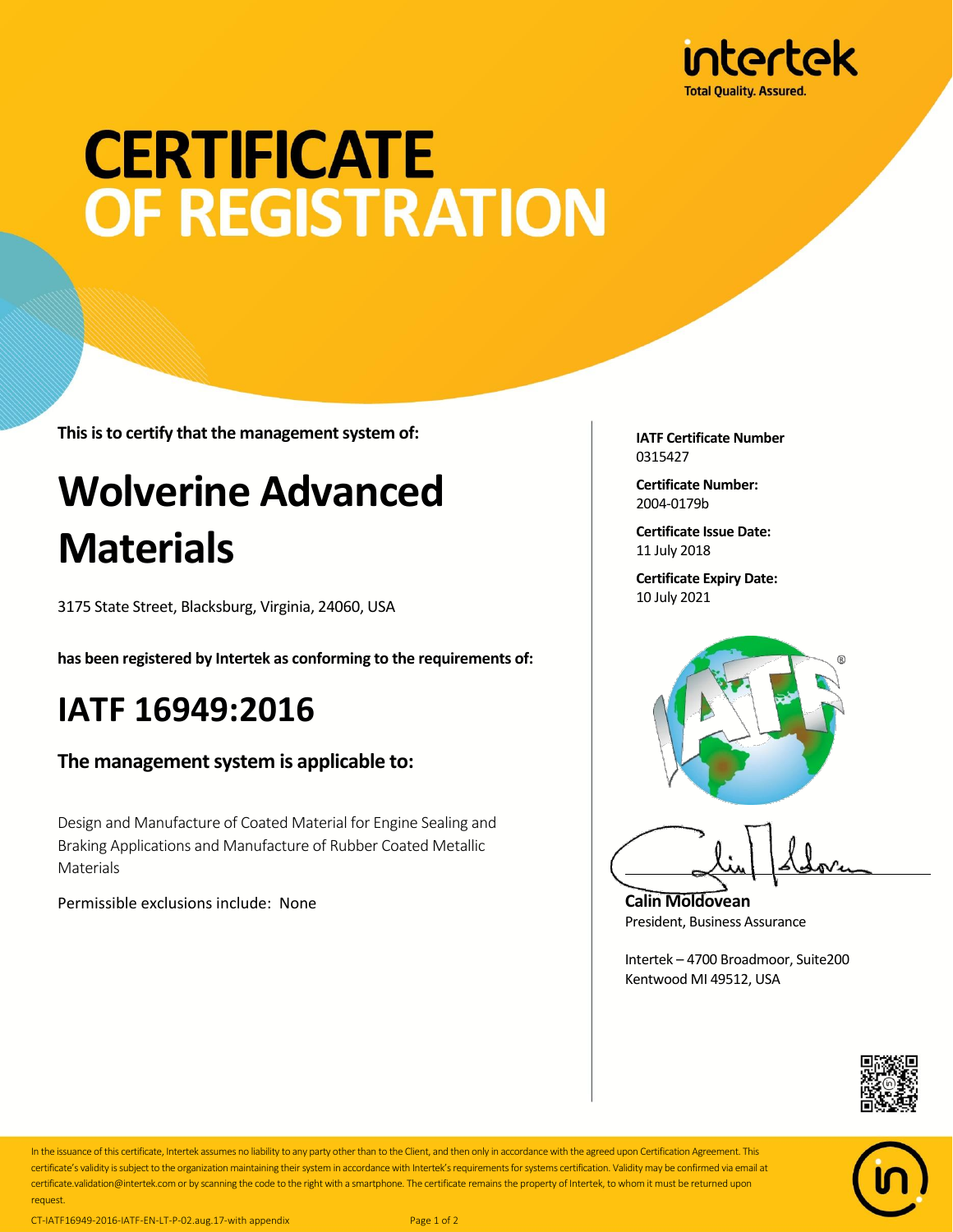intertek

Total Quality. Assured.

# CERTIFICATE OF REGISTRATION

**This is to certify that the management system of:**

## Wolverine Advanced Materials

3175 State Street, Blacksburg, Virginia, 24060, USA

**has been registered by Intertek as conforming to the requirements of:**

## IATF 16949:2016

### The management system is applicable to:

Design and Manufacture of Coated Material for Engine Sealing and Braking Applications and Manufacture of Rubber Coated Metallic Materials

Permissible exclusions include: None

**IATF Certificate Number**
0315427

**Certificate Number:**
2004-0179b

**Certificate Issue Date:**
11 July 2018

**Certificate Expiry Date:**
10 July 2021

**Calin Moldovean**
President, Business Assurance

Intertek – 4700 Broadmoor, Suite200
Kentwood MI 49512, USA

In the issuance of this certificate, Intertek assumes no liability to any party other than to the Client, and then only in accordance with the agreed upon Certification Agreement. This certificate's validity is subject to the organization maintaining their system in accordance with Intertek's requirements for systems certification. Validity may be confirmed via email at certificate.validation@intertek.com or by scanning the code to the right with a smartphone. The certificate remains the property of Intertek, to whom it must be returned upon request.

CT-IATF16949-2016-IATF-EN-LT-P-02.aug.17-with appendix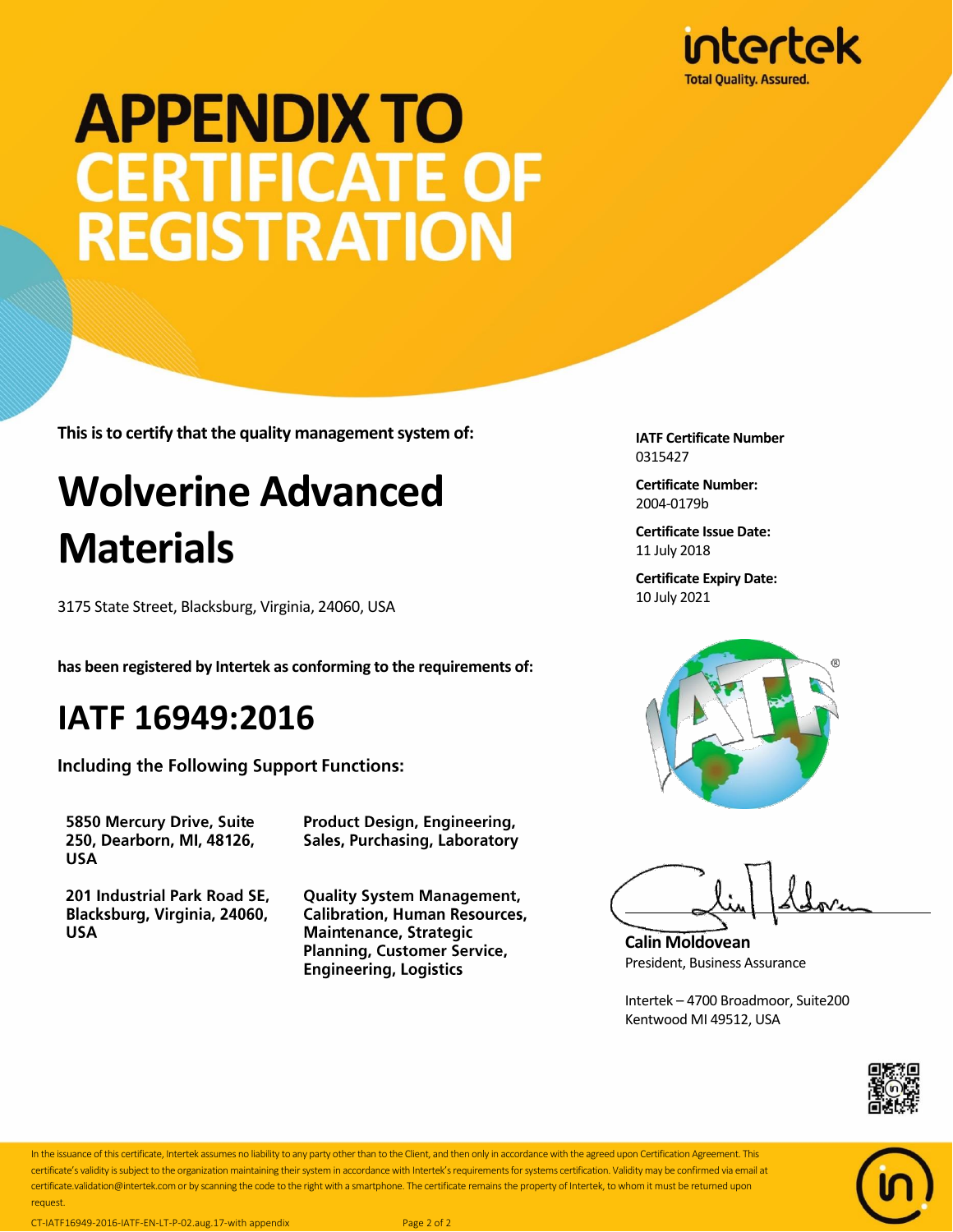intertek
Total Quality. Assured.

# APPENDIX TO CERTIFICATE OF REGISTRATION

**This is to certify that the quality management system of:**

## Wolverine Advanced Materials

3175 State Street, Blacksburg, Virginia, 24060, USA

**has been registered by Intertek as conforming to the requirements of:**

## IATF 16949:2016

**Including the Following Support Functions:**

| | |
|---|---|
| **5850 Mercury Drive, Suite 250, Dearborn, MI, 48126, USA** | **Product Design, Engineering, Sales, Purchasing, Laboratory** |
| **201 Industrial Park Road SE, Blacksburg, Virginia, 24060, USA** | **Quality System Management, Calibration, Human Resources, Maintenance, Strategic Planning, Customer Service, Engineering, Logistics** |

**IATF Certificate Number**
0315427

**Certificate Number:**
2004-0179b

**Certificate Issue Date:**
11 July 2018

**Certificate Expiry Date:**
10 July 2021

**Calin Moldovean**
President, Business Assurance

Intertek – 4700 Broadmoor, Suite200
Kentwood MI 49512, USA

In the issuance of this certificate, Intertek assumes no liability to any party other than to the Client, and then only in accordance with the agreed upon Certification Agreement. This certificate's validity is subject to the organization maintaining their system in accordance with Intertek's requirements for systems certification. Validity may be confirmed via email at certificate.validation@intertek.com or by scanning the code to the right with a smartphone. The certificate remains the property of Intertek, to whom it must be returned upon request.

CT-IATF16949-2016-IATF-EN-LT-P-02.aug.17-with appendix